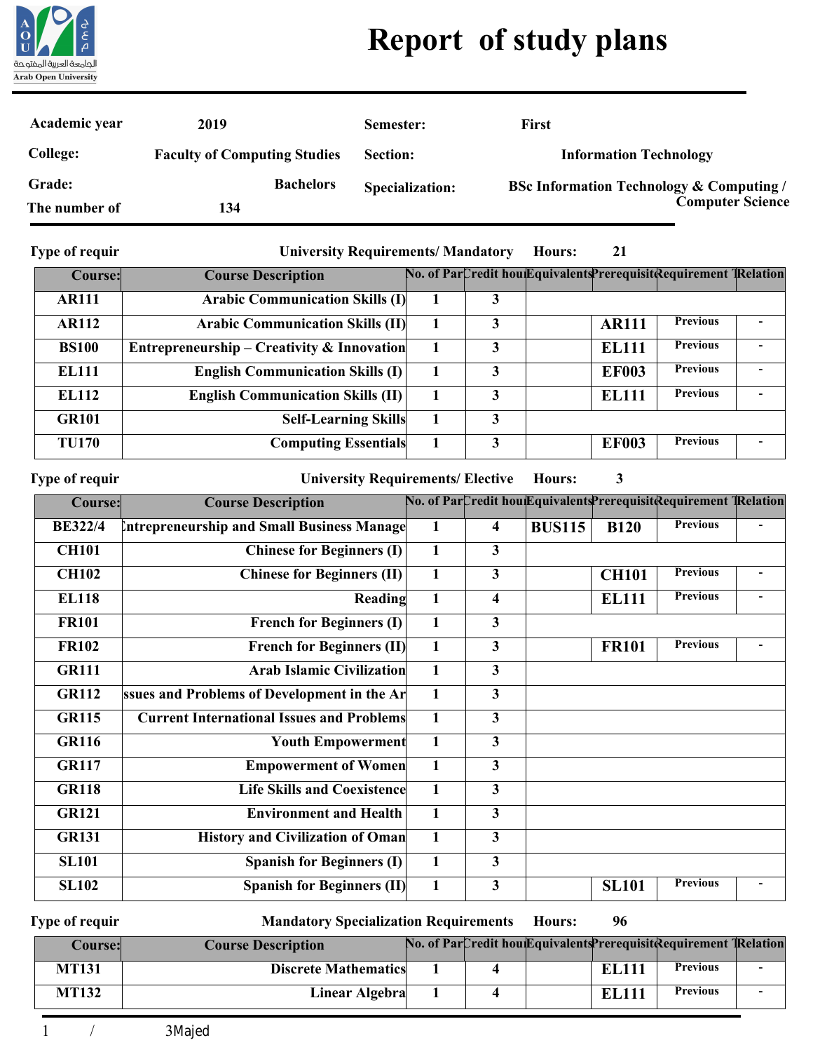# Report of study plans

| | | | |
|---|---|---|---|
| **Academic year** | 2019 | **Semester:** | First |
| **College:** | Faculty of Computing Studies | **Section:** | Information Technology |
| **Grade:** | Bachelors | **Specialization:** | BSc Information Technology & Computing / Computer Science |
| **The number of** | 134 | | |

**Type of requir** University Requirements/ Mandatory **Hours:** 21

| Course: | Course Description | No. of Par | Credit hou | Equivalents | Prerequisit | Requirement T | Relation |
|---|---|---|---|---|---|---|---|
| AR111 | Arabic Communication Skills (I) | 1 | 3 | | | | |
| AR112 | Arabic Communication Skills (II) | 1 | 3 | | AR111 | Previous | - |
| BS100 | Entrepreneurship – Creativity & Innovation | 1 | 3 | | EL111 | Previous | - |
| EL111 | English Communication Skills (I) | 1 | 3 | | EF003 | Previous | - |
| EL112 | English Communication Skills (II) | 1 | 3 | | EL111 | Previous | - |
| GR101 | Self-Learning Skills | 1 | 3 | | | | |
| TU170 | Computing Essentials | 1 | 3 | | EF003 | Previous | - |

**Type of requir** University Requirements/ Elective **Hours:** 3

| Course: | Course Description | No. of Par | Credit hou | Equivalents | Prerequisit | Requirement T | Relation |
|---|---|---|---|---|---|---|---|
| BE322/4 | Entrepreneurship and Small Business Manage | 1 | 4 | BUS115 | B120 | Previous | - |
| CH101 | Chinese for Beginners (I) | 1 | 3 | | | | |
| CH102 | Chinese for Beginners (II) | 1 | 3 | | CH101 | Previous | - |
| EL118 | Reading | 1 | 4 | | EL111 | Previous | - |
| FR101 | French for Beginners (I) | 1 | 3 | | | | |
| FR102 | French for Beginners (II) | 1 | 3 | | FR101 | Previous | - |
| GR111 | Arab Islamic Civilization | 1 | 3 | | | | |
| GR112 | Issues and Problems of Development in the Ar | 1 | 3 | | | | |
| GR115 | Current International Issues and Problems | 1 | 3 | | | | |
| GR116 | Youth Empowerment | 1 | 3 | | | | |
| GR117 | Empowerment of Women | 1 | 3 | | | | |
| GR118 | Life Skills and Coexistence | 1 | 3 | | | | |
| GR121 | Environment and Health | 1 | 3 | | | | |
| GR131 | History and Civilization of Oman | 1 | 3 | | | | |
| SL101 | Spanish for Beginners (I) | 1 | 3 | | | | |
| SL102 | Spanish for Beginners (II) | 1 | 3 | | SL101 | Previous | - |

**Type of requir** Mandatory Specialization Requirements **Hours:** 96

| Course: | Course Description | No. of Par | Credit hou | Equivalents | Prerequisit | Requirement T | Relation |
|---|---|---|---|---|---|---|---|
| MT131 | Discrete Mathematics | 1 | 4 | | EL111 | Previous | - |
| MT132 | Linear Algebra | 1 | 4 | | EL111 | Previous | - |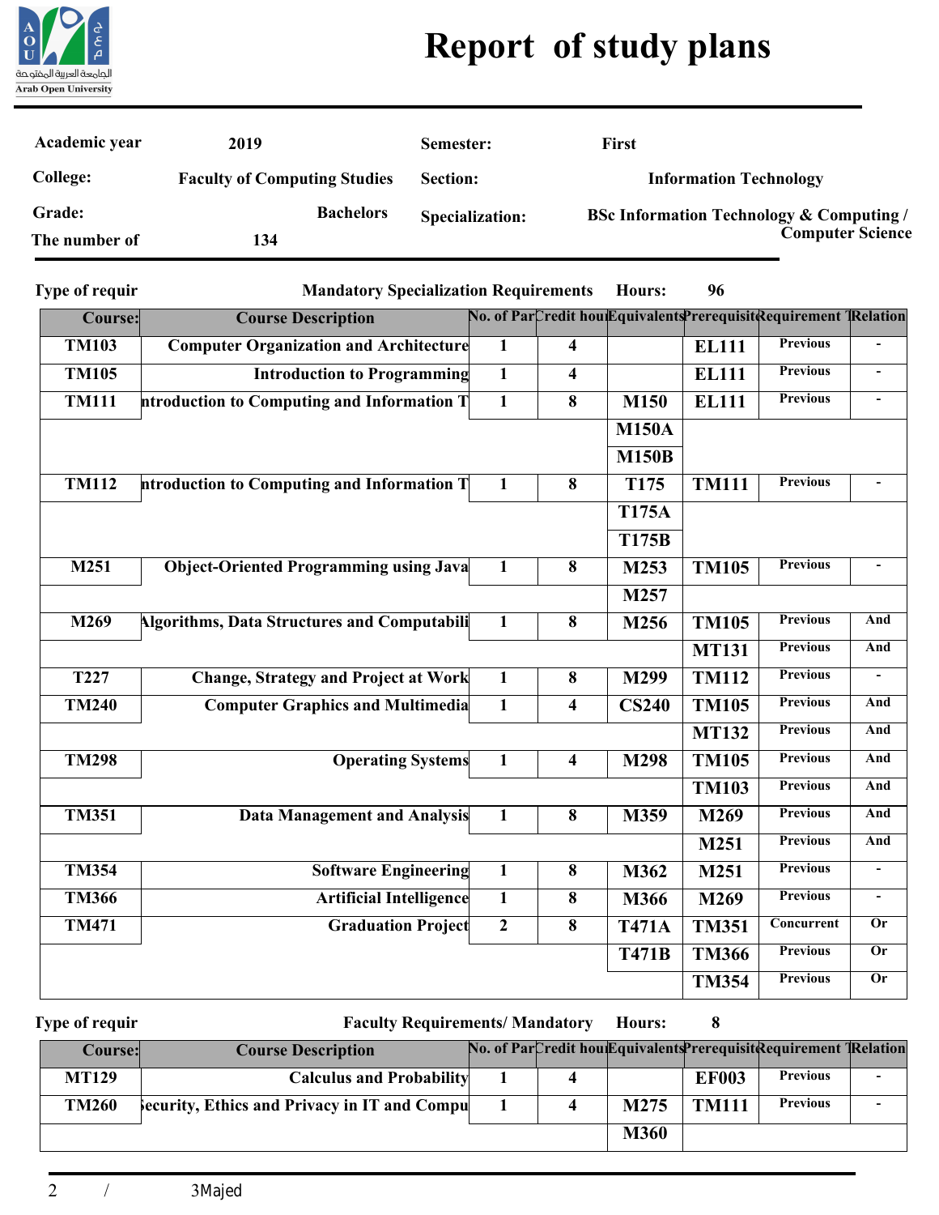# Report of study plans

| | | | |
|---|---|---|---|
| Academic year | 2019 | Semester: | First |
| College: | Faculty of Computing Studies | Section: | Information Technology |
| Grade: | Bachelors | Specialization: | BSc Information Technology & Computing / Computer Science |
| The number of | 134 | | |

Type of requir — Mandatory Specialization Requirements — Hours: 96

| Course: | Course Description | No. of Par | Credit hou | Equivalents | Prerequisit | Requirement T | Relation |
|---|---|---|---|---|---|---|---|
| TM103 | Computer Organization and Architecture | 1 | 4 | | EL111 | Previous | - |
| TM105 | Introduction to Programming | 1 | 4 | | EL111 | Previous | - |
| TM111 | ntroduction to Computing and Information T | 1 | 8 | M150 | EL111 | Previous | - |
| | | | | M150A | | | |
| | | | | M150B | | | |
| TM112 | ntroduction to Computing and Information T | 1 | 8 | T175 | TM111 | Previous | - |
| | | | | T175A | | | |
| | | | | T175B | | | |
| M251 | Object-Oriented Programming using Java | 1 | 8 | M253 | TM105 | Previous | - |
| | | | | M257 | | | |
| M269 | Algorithms, Data Structures and Computabili | 1 | 8 | M256 | TM105 | Previous | And |
| | | | | | MT131 | Previous | And |
| T227 | Change, Strategy and Project at Work | 1 | 8 | M299 | TM112 | Previous | - |
| TM240 | Computer Graphics and Multimedia | 1 | 4 | CS240 | TM105 | Previous | And |
| | | | | | MT132 | Previous | And |
| TM298 | Operating Systems | 1 | 4 | M298 | TM105 | Previous | And |
| | | | | | TM103 | Previous | And |
| TM351 | Data Management and Analysis | 1 | 8 | M359 | M269 | Previous | And |
| | | | | | M251 | Previous | And |
| TM354 | Software Engineering | 1 | 8 | M362 | M251 | Previous | - |
| TM366 | Artificial Intelligence | 1 | 8 | M366 | M269 | Previous | - |
| TM471 | Graduation Project | 2 | 8 | T471A | TM351 | Concurrent | Or |
| | | | | T471B | TM366 | Previous | Or |
| | | | | | TM354 | Previous | Or |

Type of requir — Faculty Requirements/ Mandatory — Hours: 8

| Course: | Course Description | No. of Par | Credit hou | Equivalents | Prerequisit | Requirement T | Relation |
|---|---|---|---|---|---|---|---|
| MT129 | Calculus and Probability | 1 | 4 | | EF003 | Previous | - |
| TM260 | Security, Ethics and Privacy in IT and Compu | 1 | 4 | M275 | TM111 | Previous | - |
| | | | | M360 | | | |

Majed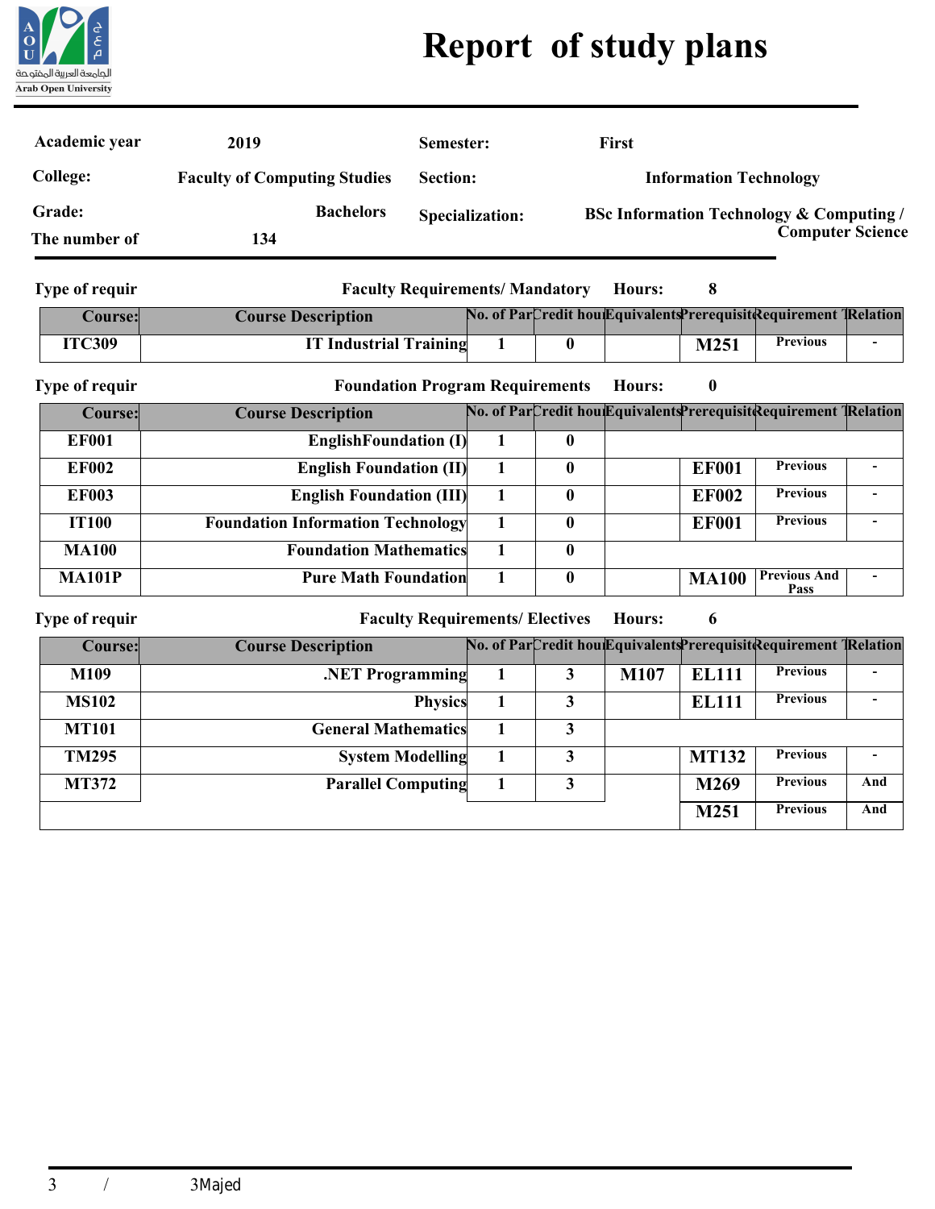# Report of study plans

| | | | |
|---|---|---|---|
| Academic year | 2019 | Semester: | First |
| College: | Faculty of Computing Studies | Section: | Information Technology |
| Grade: | Bachelors | Specialization: | BSc Information Technology & Computing / Computer Science |
| The number of | 134 | | |

Type of requir — Faculty Requirements/ Mandatory — Hours: 8

| Course: | Course Description | No. of Par | Credit hou | Equivalents | Prerequisit | Requirement T | Relation |
|---|---|---|---|---|---|---|---|
| ITC309 | IT Industrial Training | 1 | 0 | | M251 | Previous | - |

Type of requir — Foundation Program Requirements — Hours: 0

| Course: | Course Description | No. of Par | Credit hou | Equivalents | Prerequisit | Requirement T | Relation |
|---|---|---|---|---|---|---|---|
| EF001 | EnglishFoundation (I) | 1 | 0 | | | | |
| EF002 | English Foundation (II) | 1 | 0 | | EF001 | Previous | - |
| EF003 | English Foundation (III) | 1 | 0 | | EF002 | Previous | - |
| IT100 | Foundation Information Technology | 1 | 0 | | EF001 | Previous | - |
| MA100 | Foundation Mathematics | 1 | 0 | | | | |
| MA101P | Pure Math Foundation | 1 | 0 | | MA100 | Previous And Pass | - |

Type of requir — Faculty Requirements/ Electives — Hours: 6

| Course: | Course Description | No. of Par | Credit hou | Equivalents | Prerequisit | Requirement T | Relation |
|---|---|---|---|---|---|---|---|
| M109 | .NET Programming | 1 | 3 | M107 | EL111 | Previous | - |
| MS102 | Physics | 1 | 3 | | EL111 | Previous | - |
| MT101 | General Mathematics | 1 | 3 | | | | |
| TM295 | System Modelling | 1 | 3 | | MT132 | Previous | - |
| MT372 | Parallel Computing | 1 | 3 | | M269 | Previous | And |
| | | | | | M251 | Previous | And |